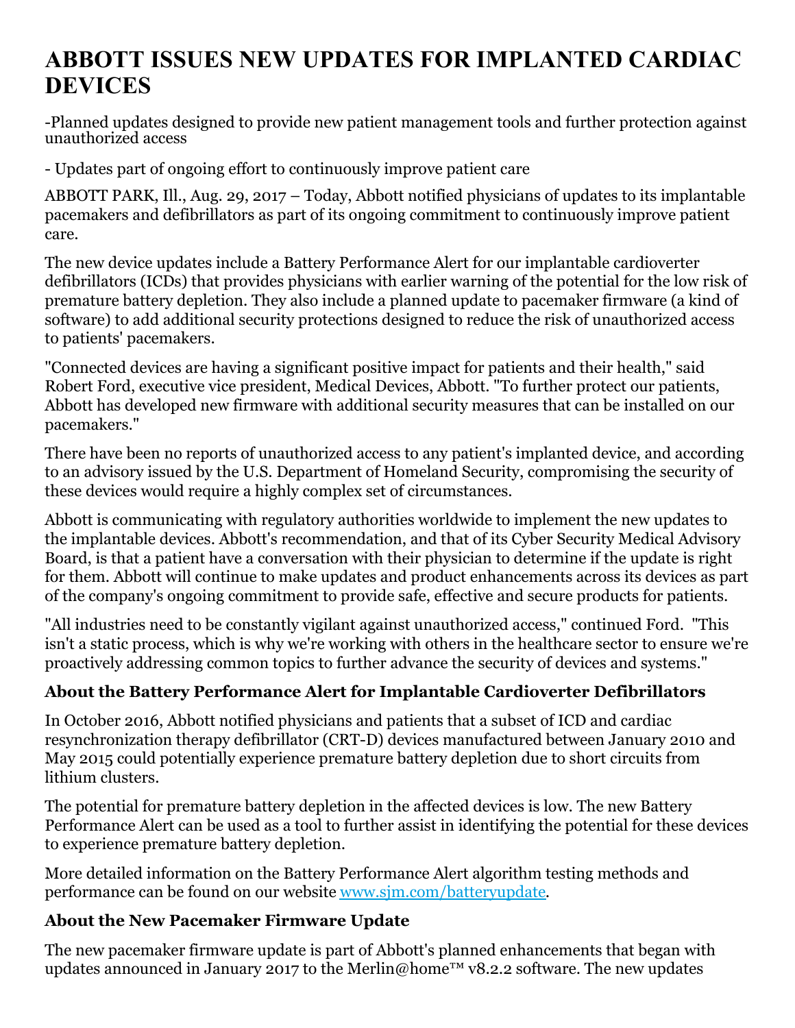# ABBOTT ISSUES NEW UPDATES FOR IMPLANTED CARDIAC DEVICES

-Planned updates designed to provide new patient management tools and further protection against unauthorized access

- Updates part of ongoing effort to continuously improve patient care

ABBOTT PARK, Ill., Aug. 29, 2017 – Today, Abbott notified physicians of updates to its implantable pacemakers and defibrillators as part of its ongoing commitment to continuously improve patient care.

The new device updates include a Battery Performance Alert for our implantable cardioverter defibrillators (ICDs) that provides physicians with earlier warning of the potential for the low risk of premature battery depletion. They also include a planned update to pacemaker firmware (a kind of software) to add additional security protections designed to reduce the risk of unauthorized access to patients' pacemakers.

"Connected devices are having a significant positive impact for patients and their health," said Robert Ford, executive vice president, Medical Devices, Abbott. "To further protect our patients, Abbott has developed new firmware with additional security measures that can be installed on our pacemakers."

There have been no reports of unauthorized access to any patient's implanted device, and according to an advisory issued by the U.S. Department of Homeland Security, compromising the security of these devices would require a highly complex set of circumstances.

Abbott is communicating with regulatory authorities worldwide to implement the new updates to the implantable devices. Abbott's recommendation, and that of its Cyber Security Medical Advisory Board, is that a patient have a conversation with their physician to determine if the update is right for them. Abbott will continue to make updates and product enhancements across its devices as part of the company's ongoing commitment to provide safe, effective and secure products for patients.

"All industries need to be constantly vigilant against unauthorized access," continued Ford. "This isn't a static process, which is why we're working with others in the healthcare sector to ensure we're proactively addressing common topics to further advance the security of devices and systems."

### About the Battery Performance Alert for Implantable Cardioverter Defibrillators

In October 2016, Abbott notified physicians and patients that a subset of ICD and cardiac resynchronization therapy defibrillator (CRT-D) devices manufactured between January 2010 and May 2015 could potentially experience premature battery depletion due to short circuits from lithium clusters.

The potential for premature battery depletion in the affected devices is low. The new Battery Performance Alert can be used as a tool to further assist in identifying the potential for these devices to experience premature battery depletion.

More detailed information on the Battery Performance Alert algorithm testing methods and performance can be found on our website www.sjm.com/batteryupdate.

### About the New Pacemaker Firmware Update

The new pacemaker firmware update is part of Abbott's planned enhancements that began with updates announced in January 2017 to the Merlin@home™ v8.2.2 software. The new updates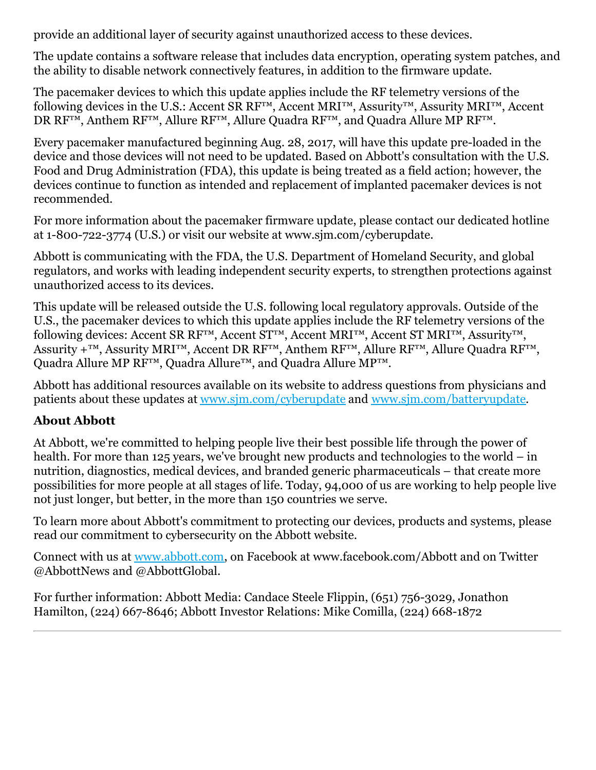provide an additional layer of security against unauthorized access to these devices.

The update contains a software release that includes data encryption, operating system patches, and the ability to disable network connectively features, in addition to the firmware update.

The pacemaker devices to which this update applies include the RF telemetry versions of the following devices in the U.S.: Accent SR RF™, Accent MRI™, Assurity™, Assurity MRI™, Accent DR RF™, Anthem RF™, Allure RF™, Allure Quadra RF™, and Quadra Allure MP RF™.

Every pacemaker manufactured beginning Aug. 28, 2017, will have this update pre-loaded in the device and those devices will not need to be updated. Based on Abbott's consultation with the U.S. Food and Drug Administration (FDA), this update is being treated as a field action; however, the devices continue to function as intended and replacement of implanted pacemaker devices is not recommended.

For more information about the pacemaker firmware update, please contact our dedicated hotline at 1-800-722-3774 (U.S.) or visit our website at www.sjm.com/cyberupdate.

Abbott is communicating with the FDA, the U.S. Department of Homeland Security, and global regulators, and works with leading independent security experts, to strengthen protections against unauthorized access to its devices.

This update will be released outside the U.S. following local regulatory approvals. Outside of the U.S., the pacemaker devices to which this update applies include the RF telemetry versions of the following devices: Accent SR RF™, Accent ST™, Accent MRI™, Accent ST MRI™, Assurity™, Assurity +™, Assurity MRI™, Accent DR RF™, Anthem RF™, Allure RF™, Allure Quadra RF™, Quadra Allure MP RF™, Quadra Allure™, and Quadra Allure MP™.

Abbott has additional resources available on its website to address questions from physicians and patients about these updates at www.sjm.com/cyberupdate and www.sjm.com/batteryupdate.

### About Abbott

At Abbott, we're committed to helping people live their best possible life through the power of health. For more than 125 years, we've brought new products and technologies to the world – in nutrition, diagnostics, medical devices, and branded generic pharmaceuticals – that create more possibilities for more people at all stages of life. Today, 94,000 of us are working to help people live not just longer, but better, in the more than 150 countries we serve.

To learn more about Abbott's commitment to protecting our devices, products and systems, please read our commitment to cybersecurity on the Abbott website.

Connect with us at www.abbott.com, on Facebook at www.facebook.com/Abbott and on Twitter @AbbottNews and @AbbottGlobal.

For further information: Abbott Media: Candace Steele Flippin, (651) 756-3029, Jonathon Hamilton, (224) 667-8646; Abbott Investor Relations: Mike Comilla, (224) 668-1872